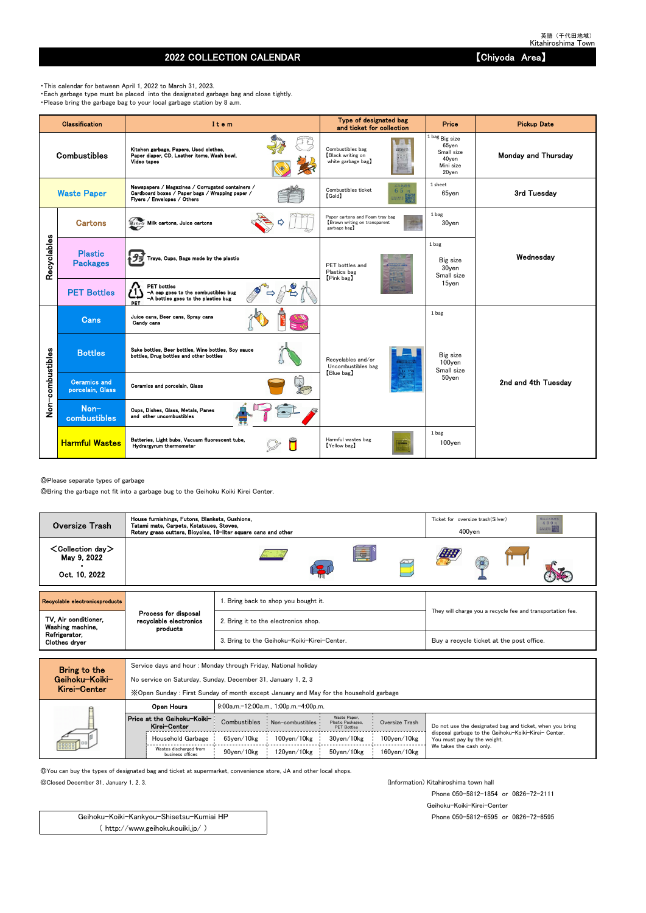英語（千代田地域）
Kitahiroshima Town

# 2022 COLLECTION CALENDAR 【Chiyoda Area】

・This calendar for between April 1, 2022 to March 31, 2023.
・Each garbage type must be placed into the designated garbage bag and close tightly.
・Please bring the garbage bag to your local garbage station by 8 a.m.

| Classification | | Item | Type of designated bag and ticket for collection | Price | Pickup Date |
|---|---|---|---|---|---|
| Combustibles | | Kitchen garbage, Papers, Used clothes, Paper diaper, CD, Leather items, Wash bowl, Video tapes | Combustibles bag 【Black writing on white garbage bag】 | 1 bag Big size 65yen Small size 40yen Mini size 20yen | Monday and Thursday |
| Waste Paper | | Newspapers / Magazines / Corrugated containers / Cardboard boxes / Paper bags / Wrapping paper / Flyers / Envelopes / Others | Combustibles ticket 【Gold】 | 1 sheet 65yen | 3rd Tuesday |
| Recyclables | Cartons | Milk cartons, Juice cartons | Paper cartons and Foam tray bag 【Brown writing on transparent garbage bag】 | 1 bag 30yen | Wednesday |
| | Plastic Packages | Trays, Cups, Bags made by the plastic | PET bottles and Plastics bag 【Pink bag】 | 1 bag Big size 30yen Small size 15yen | |
| | PET Bottles | PET bottles -A cap goes to the combustibles bug -A bottles goes to the plastics bug | | | |
| Non-combustibles | Cans | Juice cans, Beer cans, Spray cans Candy cans | Recyclables and/or Uncombustibles bag 【Blue bag】 | 1 bag Big size 100yen Small size 50yen | 2nd and 4th Tuesday |
| | Bottles | Sake bottles, Beer bottles, Wine bottles, Soy sauce bottles, Drug bottles and other bottles | | | |
| | Ceramics and porcelain, Glass | Ceramics and porcelain, Glass | | | |
| | Non-combustibles | Cups, Dishes, Glass, Metals, Panes and other uncombustibles | | | |
| | Harmful Wastes | Batteries, Light bubs, Vacuum fluorescent tube, Hydrargyrum thermometer | Harmful wastes bag 【Yellow bag】 | 1 bag 100yen | |

◎Please separate types of garbage
◎Bring the garbage not fit into a garbage bug to the Geihoku Koiki Kirei Center.

| Oversize Trash | House furnishings, Futons, Blankets, Cushions, Tatami mats, Carpets, Kotatsues, Stoves, Rotary grass cutters, Bicycles, 18-liter square cans and other | Ticket for oversize trash(Silver) 400yen |
|---|---|---|
| ＜Collection day＞ May 9, 2022 ・ Oct. 10, 2022 | | |

| Recyclable electronicsproducts | Process for disposal recyclable electronics products | 1. Bring back to shop you bought it. | They will charge you a recycle fee and transportation fee. |
|---|---|---|---|
| TV, Air conditioner, Washing machine, Refrigerator, Clothes dryer | | 2. Bring it to the electronics shop. | |
| | | 3. Bring to the Geihoku-Koiki-Kirei-Center. | Buy a recycle ticket at the post office. |

**Bring to the Geihoku-Koiki-Kirei-Center**

Service days and hour : Monday through Friday, National holiday
No service on Saturday, Sunday, December 31, January 1, 2, 3
※Open Sunday : First Sunday of month except January and May for the household garbage

| Open Hours | | 9:00a.m.-12:00a.m., 1:00p.m.-4:00p.m. | | | | |
|---|---|---|---|---|---|---|
| Price at the Geihoku-Koiki-Kirei-Center | | Combustibles | Non-combustibles | Waste Paper, Plastic Packages, PET Bottles | Oversize Trash | Do not use the designated bag and ticket, when you bring disposal garbage to the Geihoku-Koiki-Kirei- Center. You must pay by the weight. We takes the cash only. |
| | Household Garbage | 65yen/10kg | 100yen/10kg | 30yen/10kg | 100yen/10kg | |
| | Wastes discharged from business offices | 90yen/10kg | 120yen/10kg | 50yen/10kg | 160yen/10kg | |

◎You can buy the types of designated bag and ticket at supermarket, convenience store, JA and other local shops.
◎Closed December 31, January 1, 2, 3.

(Information) Kitahiroshima town hall
Phone 050-5812-1854 or 0826-72-2111
Geihoku-Koiki-Kirei-Center
Phone 050-5812-6595 or 0826-72-6595

Geihoku-Koiki-Kankyou-Shisetsu-Kumiai HP
( http://www.geihokukouiki.jp/ )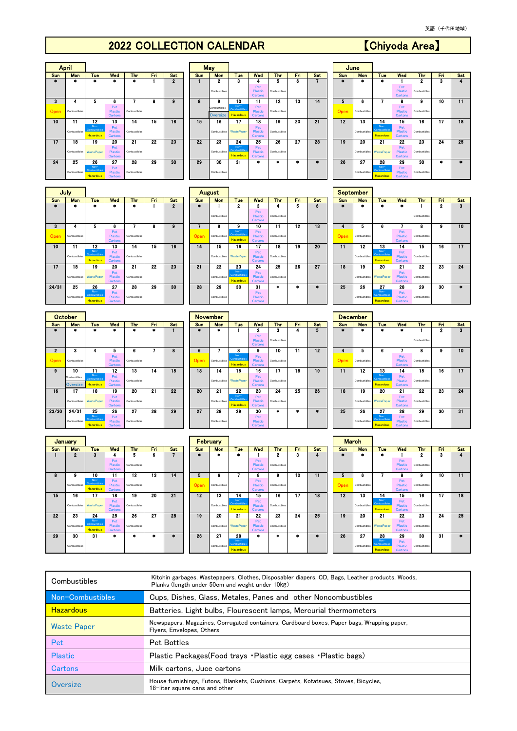英語（千代田地域）

# 2022 COLLECTION CALENDAR 【Chiyoda Area】

## April

| Sun | Mon | Tue | Wed | Thr | Fri | Sat |
|---|---|---|---|---|---|---|
| * | * | * | * | * | 1 | 2 |
| 3<br>Open | 4<br>Combustibles | 5 | 6<br>Pet<br>Plastic<br>Cartons | 7<br>Combustibles | 8 | 9 |
| 10 | 11<br>Combustibles | 12<br>Non-Combustibles<br>Hazardous | 13<br>Pet<br>Plastic<br>Cartons | 14<br>Combustibles | 15 | 16 |
| 17 | 18<br>Combustibles | 19<br>WastePaper | 20<br>Pet<br>Plastic<br>Cartons | 21<br>Combustibles | 22 | 23 |
| 24 | 25<br>Combustibles | 26<br>Non-Combustibles<br>Hazardous | 27<br>Pet<br>Plastic<br>Cartons | 28<br>Combustibles | 29 | 30 |

## May

| Sun | Mon | Tue | Wed | Thr | Fri | Sat |
|---|---|---|---|---|---|---|
| 1 | 2<br>Combustibles | 3 | 4<br>Pet<br>Plastic<br>Cartons | 5<br>Combustibles | 6 | 7 |
| 8 | 9<br>Combustibles<br>Oversize | 10<br>Non-Combustibles<br>Hazardous | 11<br>Pet<br>Plastic<br>Cartons | 12<br>Combustibles | 13 | 14 |
| 15 | 16<br>Combustibles | 17<br>WastePaper | 18<br>Pet<br>Plastic<br>Cartons | 19<br>Combustibles | 20 | 21 |
| 22 | 23<br>Combustibles | 24<br>Non-Combustibles<br>Hazardous | 25<br>Pet<br>Plastic<br>Cartons | 26<br>Combustibles | 27 | 28 |
| 29 | 30<br>Combustibles | 31 | * | * | * | * |

## June

| Sun | Mon | Tue | Wed | Thr | Fri | Sat |
|---|---|---|---|---|---|---|
| * | * | * | 1<br>Pet<br>Plastic<br>Cartons | 2<br>Combustibles | 3 | 4 |
| 5<br>Open | 6<br>Combustibles | 7 | 8<br>Pet<br>Plastic<br>Cartons | 9<br>Combustibles | 10 | 11 |
| 12 | 13<br>Combustibles | 14<br>Non-Combustibles<br>Hazardous | 15<br>Pet<br>Plastic<br>Cartons | 16<br>Combustibles | 17 | 18 |
| 19 | 20<br>Combustibles | 21<br>WastePaper | 22<br>Pet<br>Plastic<br>Cartons | 23<br>Combustibles | 24 | 25 |
| 26 | 27<br>Combustibles | 28<br>Non-Combustibles<br>Hazardous | 29<br>Pet<br>Plastic<br>Cartons | 30<br>Combustibles | * | * |

## July

| Sun | Mon | Tue | Wed | Thr | Fri | Sat |
|---|---|---|---|---|---|---|
| * | * | * | * | * | 1 | 2 |
| 3<br>Open | 4<br>Combustibles | 5 | 6<br>Pet<br>Plastic<br>Cartons | 7<br>Combustibles | 8 | 9 |
| 10 | 11<br>Combustibles | 12<br>Non-Combustibles<br>Hazardous | 13<br>Pet<br>Plastic<br>Cartons | 14<br>Combustibles | 15 | 16 |
| 17 | 18<br>Combustibles | 19<br>WastePaper | 20<br>Pet<br>Plastic<br>Cartons | 21<br>Combustibles | 22 | 23 |
| 24/31 | 25<br>Combustibles | 26<br>Non-Combustibles<br>Hazardous | 27<br>Pet<br>Plastic<br>Cartons | 28<br>Combustibles | 29 | 30 |

## August

| Sun | Mon | Tue | Wed | Thr | Fri | Sat |
|---|---|---|---|---|---|---|
| * | 1<br>Combustibles | 2 | 3<br>Pet<br>Plastic<br>Cartons | 4<br>Combustibles | 5 | 6 |
| 7<br>Open | 8<br>Combustibles | 9<br>Non-Combustibles<br>Hazardous | 10<br>Pet<br>Plastic<br>Cartons | 11<br>Combustibles | 12 | 13 |
| 14 | 15<br>Combustibles | 16<br>WastePaper | 17<br>Pet<br>Plastic<br>Cartons | 18<br>Combustibles | 19 | 20 |
| 21 | 22<br>Combustibles | 23<br>Non-Combustibles<br>Hazardous | 24<br>Pet<br>Plastic<br>Cartons | 25<br>Combustibles | 26 | 27 |
| 28 | 29<br>Combustibles | 30 | 31<br>Pet<br>Plastic<br>Cartons | * | * | * |

## September

| Sun | Mon | Tue | Wed | Thr | Fri | Sat |
|---|---|---|---|---|---|---|
| * | * | * | * | 1<br>Combustibles | 2 | 3 |
| 4<br>Open | 5<br>Combustibles | 6 | 7<br>Pet<br>Plastic<br>Cartons | 8<br>Combustibles | 9 | 10 |
| 11 | 12<br>Combustibles | 13<br>Non-Combustibles<br>Hazardous | 14<br>Pet<br>Plastic<br>Cartons | 15<br>Combustibles | 16 | 17 |
| 18 | 19<br>Combustibles | 20<br>WastePaper | 21<br>Pet<br>Plastic<br>Cartons | 22<br>Combustibles | 23 | 24 |
| 25 | 26<br>Combustibles | 27<br>Non-Combustibles<br>Hazardous | 28<br>Pet<br>Plastic<br>Cartons | 29<br>Combustibles | 30 | * |

## October

| Sun | Mon | Tue | Wed | Thr | Fri | Sat |
|---|---|---|---|---|---|---|
| * | * | * | * | * | * | 1 |
| 2<br>Open | 3<br>Combustibles | 4 | 5<br>Pet<br>Plastic<br>Cartons | 6<br>Combustibles | 7 | 8 |
| 9 | 10<br>Combustibles<br>Oversize | 11<br>Non-Combustibles<br>Hazardous | 12<br>Pet<br>Plastic<br>Cartons | 13<br>Combustibles | 14 | 15 |
| 16 | 17<br>Combustibles | 18<br>WastePaper | 19<br>Pet<br>Plastic<br>Cartons | 20<br>Combustibles | 21 | 22 |
| 23/30 | 24/31<br>Combustibles | 25<br>Non-Combustibles<br>Hazardous | 26<br>Pet<br>Plastic<br>Cartons | 27<br>Combustibles | 28 | 29 |

## November

| Sun | Mon | Tue | Wed | Thr | Fri | Sat |
|---|---|---|---|---|---|---|
| * | * | 1 | 2<br>Pet<br>Plastic<br>Cartons | 3<br>Combustibles | 4 | 5 |
| 6<br>Open | 7<br>Combustibles | 8<br>Non-Combustibles<br>Hazardous | 9<br>Pet<br>Plastic<br>Cartons | 10<br>Combustibles | 11 | 12 |
| 13 | 14<br>Combustibles | 15<br>WastePaper | 16<br>Pet<br>Plastic<br>Cartons | 17<br>Combustibles | 18 | 19 |
| 20 | 21<br>Combustibles | 22<br>Non-Combustibles<br>Hazardous | 23<br>Pet<br>Plastic<br>Cartons | 24<br>Combustibles | 25 | 26 |
| 27 | 28<br>Combustibles | 29 | 30<br>Pet<br>Plastic<br>Cartons | * | * | * |

## December

| Sun | Mon | Tue | Wed | Thr | Fri | Sat |
|---|---|---|---|---|---|---|
| * | * | * | * | 1<br>Combustibles | 2 | 3 |
| 4<br>Open | 5<br>Combustibles | 6 | 7<br>Pet<br>Plastic<br>Cartons | 8<br>Combustibles | 9 | 10 |
| 11 | 12<br>Combustibles | 13<br>Non-Combustibles<br>Hazardous | 14<br>Pet<br>Plastic<br>Cartons | 15<br>Combustibles | 16 | 17 |
| 18 | 19<br>Combustibles | 20<br>WastePaper | 21<br>Pet<br>Plastic<br>Cartons | 22<br>Combustibles | 23 | 24 |
| 25 | 26<br>Combustibles | 27<br>Non-Combustibles<br>Hazardous | 28<br>Pet<br>Plastic<br>Cartons | 29 | 30 | 31 |

## January

| Sun | Mon | Tue | Wed | Thr | Fri | Sat |
|---|---|---|---|---|---|---|
| 1 | 2 | 3 | 4<br>Pet<br>Plastic<br>Cartons | 5<br>Combustibles | 6 | 7 |
| 8 | 9<br>Combustibles | 10<br>Non-Combustibles<br>Hazardous | 11<br>Pet<br>Plastic<br>Cartons | 12<br>Combustibles | 13 | 14 |
| 15 | 16<br>Combustibles | 17<br>WastePaper | 18<br>Pet<br>Plastic<br>Cartons | 19<br>Combustibles | 20 | 21 |
| 22 | 23<br>Combustibles | 24<br>Non-Combustibles<br>Hazardous | 25<br>Pet<br>Plastic<br>Cartons | 26<br>Combustibles | 27 | 28 |
| 29 | 30<br>Combustibles | 31 | * | * | * | * |

## February

| Sun | Mon | Tue | Wed | Thr | Fri | Sat |
|---|---|---|---|---|---|---|
| * | * | * | 1<br>Pet<br>Plastic<br>Cartons | 2<br>Combustibles | 3 | 4 |
| 5<br>Open | 6<br>Combustibles | 7 | 8<br>Pet<br>Plastic<br>Cartons | 9<br>Combustibles | 10 | 11 |
| 12 | 13<br>Combustibles | 14<br>Non-Combustibles<br>Hazardous | 15<br>Pet<br>Plastic<br>Cartons | 16<br>Combustibles | 17 | 18 |
| 19 | 20<br>Combustibles | 21<br>WastePaper | 22<br>Pet<br>Plastic<br>Cartons | 23<br>Combustibles | 24 | 25 |
| 26 | 27<br>Combustibles | 28<br>Non-Combustibles<br>Hazardous | * | * | * | * |

## March

| Sun | Mon | Tue | Wed | Thr | Fri | Sat |
|---|---|---|---|---|---|---|
| * | * | * | 1<br>Pet<br>Plastic<br>Cartons | 2<br>Combustibles | 3 | 4 |
| 5<br>Open | 6<br>Combustibles | 7 | 8<br>Pet<br>Plastic<br>Cartons | 9<br>Combustibles | 10 | 11 |
| 12 | 13<br>Combustibles | 14<br>Non-Combustibles<br>Hazardous | 15<br>Pet<br>Plastic<br>Cartons | 16<br>Combustibles | 17 | 18 |
| 19 | 20<br>Combustibles | 21<br>WastePaper | 22<br>Pet<br>Plastic<br>Cartons | 23<br>Combustibles | 24 | 25 |
| 26 | 27<br>Combustibles | 28<br>Non-Combustibles<br>Hazardous | 29<br>Pet<br>Plastic<br>Cartons | 30<br>Combustibles | 31 | * |

| | |
|---|---|
| Combustibles | Kitchin garbages, Wastepapers, Clothes, Disposabler diapers, CD, Bags, Leather products, Woods, Planks (length under 50cm and weght under 10kg) |
| Non-Combustibles | Cups, Dishes, Glass, Metales, Panes and other Noncombustibles |
| Hazardous | Batteries, Light bulbs, Flourescent lamps, Mercurial thermometers |
| Waste Paper | Newspapers, Magazines, Corrugated containers, Cardboard boxes, Paper bags, Wrapping paper, Flyers, Envelopes, Others |
| Pet | Pet Bottles |
| Plastic | Plastic Packages(Food trays ・Plastic egg cases ・Plastic bags) |
| Cartons | Milk cartons, Juce cartons |
| Oversize | House furnishings, Futons, Blankets, Cushions, Carpets, Kotatsues, Stoves, Bicycles, 18-liter square cans and other |